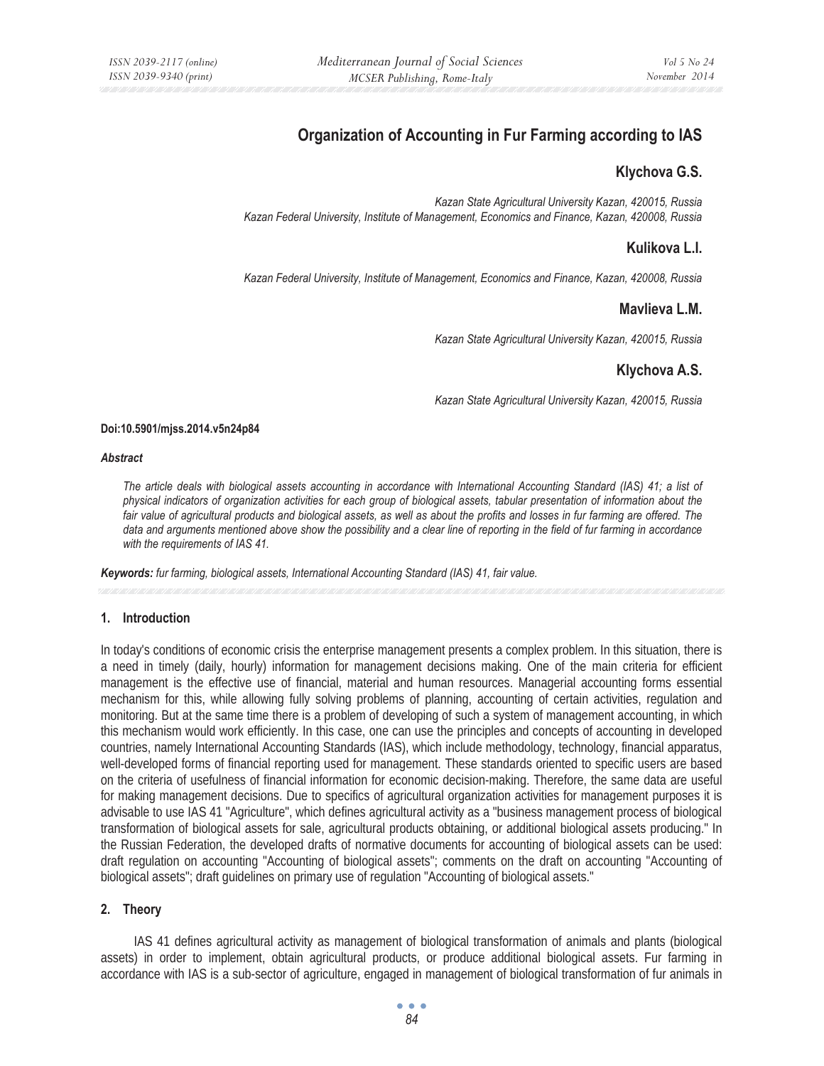# Organization of Accounting in Fur Farming according to IAS

**Klychova G.S.**

*Kazan State Agricultural University Kazan, 420015, Russia*
*Kazan Federal University, Institute of Management, Economics and Finance, Kazan, 420008, Russia*

**Kulikova L.I.**

*Kazan Federal University, Institute of Management, Economics and Finance, Kazan, 420008, Russia*

**Mavlieva L.M.**

*Kazan State Agricultural University Kazan, 420015, Russia*

**Klychova A.S.**

*Kazan State Agricultural University Kazan, 420015, Russia*

**Doi:10.5901/mjss.2014.v5n24p84**

***Abstract***

*The article deals with biological assets accounting in accordance with International Accounting Standard (IAS) 41; a list of physical indicators of organization activities for each group of biological assets, tabular presentation of information about the fair value of agricultural products and biological assets, as well as about the profits and losses in fur farming are offered. The data and arguments mentioned above show the possibility and a clear line of reporting in the field of fur farming in accordance with the requirements of IAS 41.*

***Keywords:*** *fur farming, biological assets, International Accounting Standard (IAS) 41, fair value.*

## 1. Introduction

In today's conditions of economic crisis the enterprise management presents a complex problem. In this situation, there is a need in timely (daily, hourly) information for management decisions making. One of the main criteria for efficient management is the effective use of financial, material and human resources. Managerial accounting forms essential mechanism for this, while allowing fully solving problems of planning, accounting of certain activities, regulation and monitoring. But at the same time there is a problem of developing of such a system of management accounting, in which this mechanism would work efficiently. In this case, one can use the principles and concepts of accounting in developed countries, namely International Accounting Standards (IAS), which include methodology, technology, financial apparatus, well-developed forms of financial reporting used for management. These standards oriented to specific users are based on the criteria of usefulness of financial information for economic decision-making. Therefore, the same data are useful for making management decisions. Due to specifics of agricultural organization activities for management purposes it is advisable to use IAS 41 "Agriculture", which defines agricultural activity as a "business management process of biological transformation of biological assets for sale, agricultural products obtaining, or additional biological assets producing." In the Russian Federation, the developed drafts of normative documents for accounting of biological assets can be used: draft regulation on accounting "Accounting of biological assets"; comments on the draft on accounting "Accounting of biological assets"; draft guidelines on primary use of regulation "Accounting of biological assets."

## 2. Theory

IAS 41 defines agricultural activity as management of biological transformation of animals and plants (biological assets) in order to implement, obtain agricultural products, or produce additional biological assets. Fur farming in accordance with IAS is a sub-sector of agriculture, engaged in management of biological transformation of fur animals in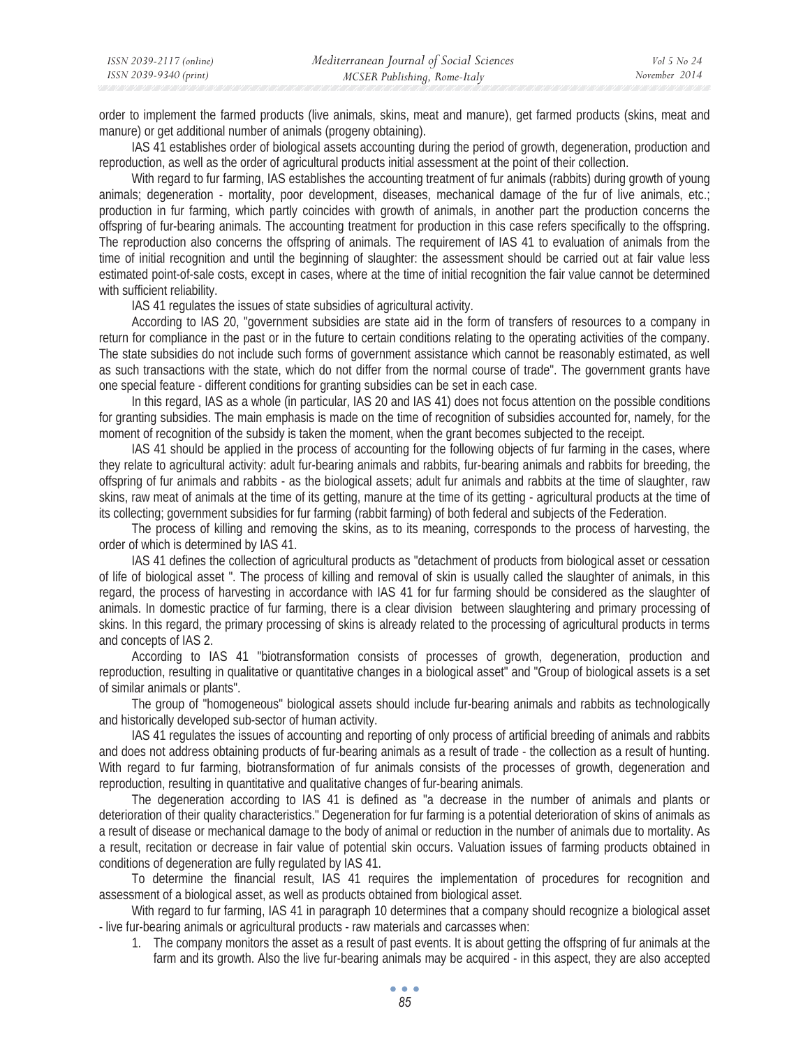order to implement the farmed products (live animals, skins, meat and manure), get farmed products (skins, meat and manure) or get additional number of animals (progeny obtaining).

IAS 41 establishes order of biological assets accounting during the period of growth, degeneration, production and reproduction, as well as the order of agricultural products initial assessment at the point of their collection.

With regard to fur farming, IAS establishes the accounting treatment of fur animals (rabbits) during growth of young animals; degeneration - mortality, poor development, diseases, mechanical damage of the fur of live animals, etc.; production in fur farming, which partly coincides with growth of animals, in another part the production concerns the offspring of fur-bearing animals. The accounting treatment for production in this case refers specifically to the offspring. The reproduction also concerns the offspring of animals. The requirement of IAS 41 to evaluation of animals from the time of initial recognition and until the beginning of slaughter: the assessment should be carried out at fair value less estimated point-of-sale costs, except in cases, where at the time of initial recognition the fair value cannot be determined with sufficient reliability.

IAS 41 regulates the issues of state subsidies of agricultural activity.

According to IAS 20, "government subsidies are state aid in the form of transfers of resources to a company in return for compliance in the past or in the future to certain conditions relating to the operating activities of the company. The state subsidies do not include such forms of government assistance which cannot be reasonably estimated, as well as such transactions with the state, which do not differ from the normal course of trade". The government grants have one special feature - different conditions for granting subsidies can be set in each case.

In this regard, IAS as a whole (in particular, IAS 20 and IAS 41) does not focus attention on the possible conditions for granting subsidies. The main emphasis is made on the time of recognition of subsidies accounted for, namely, for the moment of recognition of the subsidy is taken the moment, when the grant becomes subjected to the receipt.

IAS 41 should be applied in the process of accounting for the following objects of fur farming in the cases, where they relate to agricultural activity: adult fur-bearing animals and rabbits, fur-bearing animals and rabbits for breeding, the offspring of fur animals and rabbits - as the biological assets; adult fur animals and rabbits at the time of slaughter, raw skins, raw meat of animals at the time of its getting, manure at the time of its getting - agricultural products at the time of its collecting; government subsidies for fur farming (rabbit farming) of both federal and subjects of the Federation.

The process of killing and removing the skins, as to its meaning, corresponds to the process of harvesting, the order of which is determined by IAS 41.

IAS 41 defines the collection of agricultural products as "detachment of products from biological asset or cessation of life of biological asset ". The process of killing and removal of skin is usually called the slaughter of animals, in this regard, the process of harvesting in accordance with IAS 41 for fur farming should be considered as the slaughter of animals. In domestic practice of fur farming, there is a clear division between slaughtering and primary processing of skins. In this regard, the primary processing of skins is already related to the processing of agricultural products in terms and concepts of IAS 2.

According to IAS 41 "biotransformation consists of processes of growth, degeneration, production and reproduction, resulting in qualitative or quantitative changes in a biological asset" and "Group of biological assets is a set of similar animals or plants".

The group of "homogeneous" biological assets should include fur-bearing animals and rabbits as technologically and historically developed sub-sector of human activity.

IAS 41 regulates the issues of accounting and reporting of only process of artificial breeding of animals and rabbits and does not address obtaining products of fur-bearing animals as a result of trade - the collection as a result of hunting. With regard to fur farming, biotransformation of fur animals consists of the processes of growth, degeneration and reproduction, resulting in quantitative and qualitative changes of fur-bearing animals.

The degeneration according to IAS 41 is defined as "a decrease in the number of animals and plants or deterioration of their quality characteristics." Degeneration for fur farming is a potential deterioration of skins of animals as a result of disease or mechanical damage to the body of animal or reduction in the number of animals due to mortality. As a result, recitation or decrease in fair value of potential skin occurs. Valuation issues of farming products obtained in conditions of degeneration are fully regulated by IAS 41.

To determine the financial result, IAS 41 requires the implementation of procedures for recognition and assessment of a biological asset, as well as products obtained from biological asset.

With regard to fur farming, IAS 41 in paragraph 10 determines that a company should recognize a biological asset - live fur-bearing animals or agricultural products - raw materials and carcasses when:

1. The company monitors the asset as a result of past events. It is about getting the offspring of fur animals at the farm and its growth. Also the live fur-bearing animals may be acquired - in this aspect, they are also accepted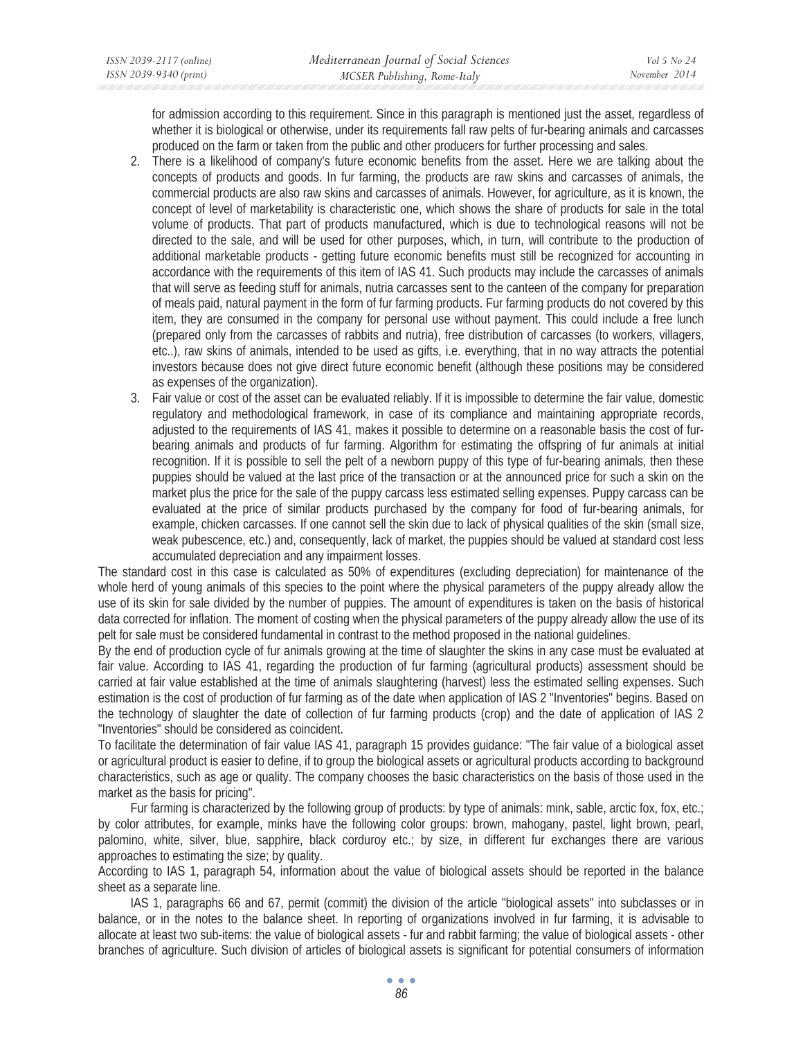for admission according to this requirement. Since in this paragraph is mentioned just the asset, regardless of whether it is biological or otherwise, under its requirements fall raw pelts of fur-bearing animals and carcasses produced on the farm or taken from the public and other producers for further processing and sales.

2. There is a likelihood of company's future economic benefits from the asset. Here we are talking about the concepts of products and goods. In fur farming, the products are raw skins and carcasses of animals, the commercial products are also raw skins and carcasses of animals. However, for agriculture, as it is known, the concept of level of marketability is characteristic one, which shows the share of products for sale in the total volume of products. That part of products manufactured, which is due to technological reasons will not be directed to the sale, and will be used for other purposes, which, in turn, will contribute to the production of additional marketable products - getting future economic benefits must still be recognized for accounting in accordance with the requirements of this item of IAS 41. Such products may include the carcasses of animals that will serve as feeding stuff for animals, nutria carcasses sent to the canteen of the company for preparation of meals paid, natural payment in the form of fur farming products. Fur farming products do not covered by this item, they are consumed in the company for personal use without payment. This could include a free lunch (prepared only from the carcasses of rabbits and nutria), free distribution of carcasses (to workers, villagers, etc..), raw skins of animals, intended to be used as gifts, i.e. everything, that in no way attracts the potential investors because does not give direct future economic benefit (although these positions may be considered as expenses of the organization).
3. Fair value or cost of the asset can be evaluated reliably. If it is impossible to determine the fair value, domestic regulatory and methodological framework, in case of its compliance and maintaining appropriate records, adjusted to the requirements of IAS 41, makes it possible to determine on a reasonable basis the cost of fur-bearing animals and products of fur farming. Algorithm for estimating the offspring of fur animals at initial recognition. If it is possible to sell the pelt of a newborn puppy of this type of fur-bearing animals, then these puppies should be valued at the last price of the transaction or at the announced price for such a skin on the market plus the price for the sale of the puppy carcass less estimated selling expenses. Puppy carcass can be evaluated at the price of similar products purchased by the company for food of fur-bearing animals, for example, chicken carcasses. If one cannot sell the skin due to lack of physical qualities of the skin (small size, weak pubescence, etc.) and, consequently, lack of market, the puppies should be valued at standard cost less accumulated depreciation and any impairment losses.

The standard cost in this case is calculated as 50% of expenditures (excluding depreciation) for maintenance of the whole herd of young animals of this species to the point where the physical parameters of the puppy already allow the use of its skin for sale divided by the number of puppies. The amount of expenditures is taken on the basis of historical data corrected for inflation. The moment of costing when the physical parameters of the puppy already allow the use of its pelt for sale must be considered fundamental in contrast to the method proposed in the national guidelines.

By the end of production cycle of fur animals growing at the time of slaughter the skins in any case must be evaluated at fair value. According to IAS 41, regarding the production of fur farming (agricultural products) assessment should be carried at fair value established at the time of animals slaughtering (harvest) less the estimated selling expenses. Such estimation is the cost of production of fur farming as of the date when application of IAS 2 "Inventories" begins. Based on the technology of slaughter the date of collection of fur farming products (crop) and the date of application of IAS 2 "Inventories" should be considered as coincident.

To facilitate the determination of fair value IAS 41, paragraph 15 provides guidance: "The fair value of a biological asset or agricultural product is easier to define, if to group the biological assets or agricultural products according to background characteristics, such as age or quality. The company chooses the basic characteristics on the basis of those used in the market as the basis for pricing".

Fur farming is characterized by the following group of products: by type of animals: mink, sable, arctic fox, fox, etc.; by color attributes, for example, minks have the following color groups: brown, mahogany, pastel, light brown, pearl, palomino, white, silver, blue, sapphire, black corduroy etc.; by size, in different fur exchanges there are various approaches to estimating the size; by quality.

According to IAS 1, paragraph 54, information about the value of biological assets should be reported in the balance sheet as a separate line.

IAS 1, paragraphs 66 and 67, permit (commit) the division of the article "biological assets" into subclasses or in balance, or in the notes to the balance sheet. In reporting of organizations involved in fur farming, it is advisable to allocate at least two sub-items: the value of biological assets - fur and rabbit farming; the value of biological assets - other branches of agriculture. Such division of articles of biological assets is significant for potential consumers of information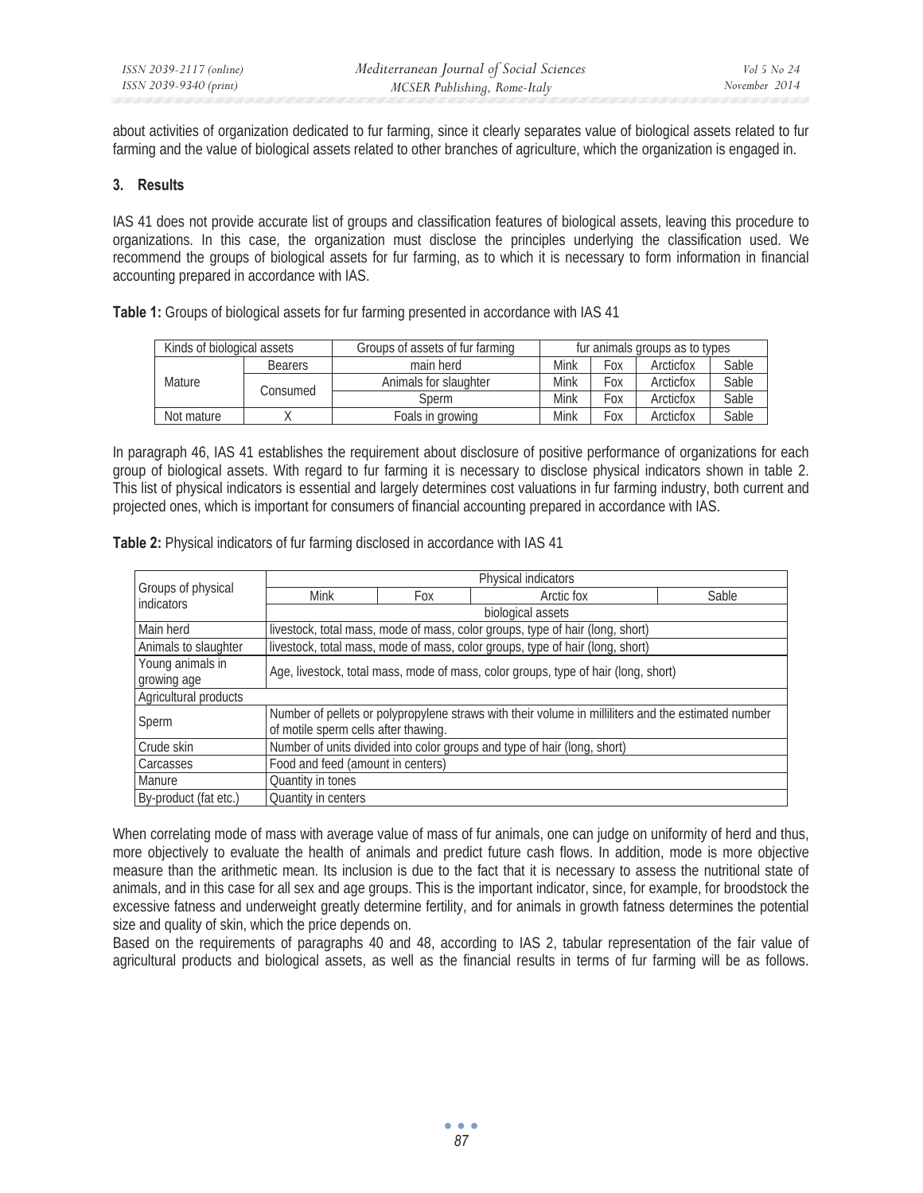about activities of organization dedicated to fur farming, since it clearly separates value of biological assets related to fur farming and the value of biological assets related to other branches of agriculture, which the organization is engaged in.

## 3. Results

IAS 41 does not provide accurate list of groups and classification features of biological assets, leaving this procedure to organizations. In this case, the organization must disclose the principles underlying the classification used. We recommend the groups of biological assets for fur farming, as to which it is necessary to form information in financial accounting prepared in accordance with IAS.

**Table 1:** Groups of biological assets for fur farming presented in accordance with IAS 41

| Kinds of biological assets | | Groups of assets of fur farming | fur animals groups as to types | | | |
|---|---|---|---|---|---|---|
| Mature | Bearers | main herd | Mink | Fox | Arcticfox | Sable |
| | Consumed | Animals for slaughter | Mink | Fox | Arcticfox | Sable |
| | | Sperm | Mink | Fox | Arcticfox | Sable |
| Not mature | X | Foals in growing | Mink | Fox | Arcticfox | Sable |

In paragraph 46, IAS 41 establishes the requirement about disclosure of positive performance of organizations for each group of biological assets. With regard to fur farming it is necessary to disclose physical indicators shown in table 2. This list of physical indicators is essential and largely determines cost valuations in fur farming industry, both current and projected ones, which is important for consumers of financial accounting prepared in accordance with IAS.

**Table 2:** Physical indicators of fur farming disclosed in accordance with IAS 41

| Groups of physical indicators | Physical indicators | | | |
|---|---|---|---|---|
| | Mink | Fox | Arctic fox | Sable |
| | biological assets | | | |
| Main herd | livestock, total mass, mode of mass, color groups, type of hair (long, short) | | | |
| Animals to slaughter | livestock, total mass, mode of mass, color groups, type of hair (long, short) | | | |
| Young animals in growing age | Age, livestock, total mass, mode of mass, color groups, type of hair (long, short) | | | |
| Agricultural products | | | | |
| Sperm | Number of pellets or polypropylene straws with their volume in milliliters and the estimated number of motile sperm cells after thawing. | | | |
| Crude skin | Number of units divided into color groups and type of hair (long, short) | | | |
| Carcasses | Food and feed (amount in centers) | | | |
| Manure | Quantity in tones | | | |
| By-product (fat etc.) | Quantity in centers | | | |

When correlating mode of mass with average value of mass of fur animals, one can judge on uniformity of herd and thus, more objectively to evaluate the health of animals and predict future cash flows. In addition, mode is more objective measure than the arithmetic mean. Its inclusion is due to the fact that it is necessary to assess the nutritional state of animals, and in this case for all sex and age groups. This is the important indicator, since, for example, for broodstock the excessive fatness and underweight greatly determine fertility, and for animals in growth fatness determines the potential size and quality of skin, which the price depends on.

Based on the requirements of paragraphs 40 and 48, according to IAS 2, tabular representation of the fair value of agricultural products and biological assets, as well as the financial results in terms of fur farming will be as follows.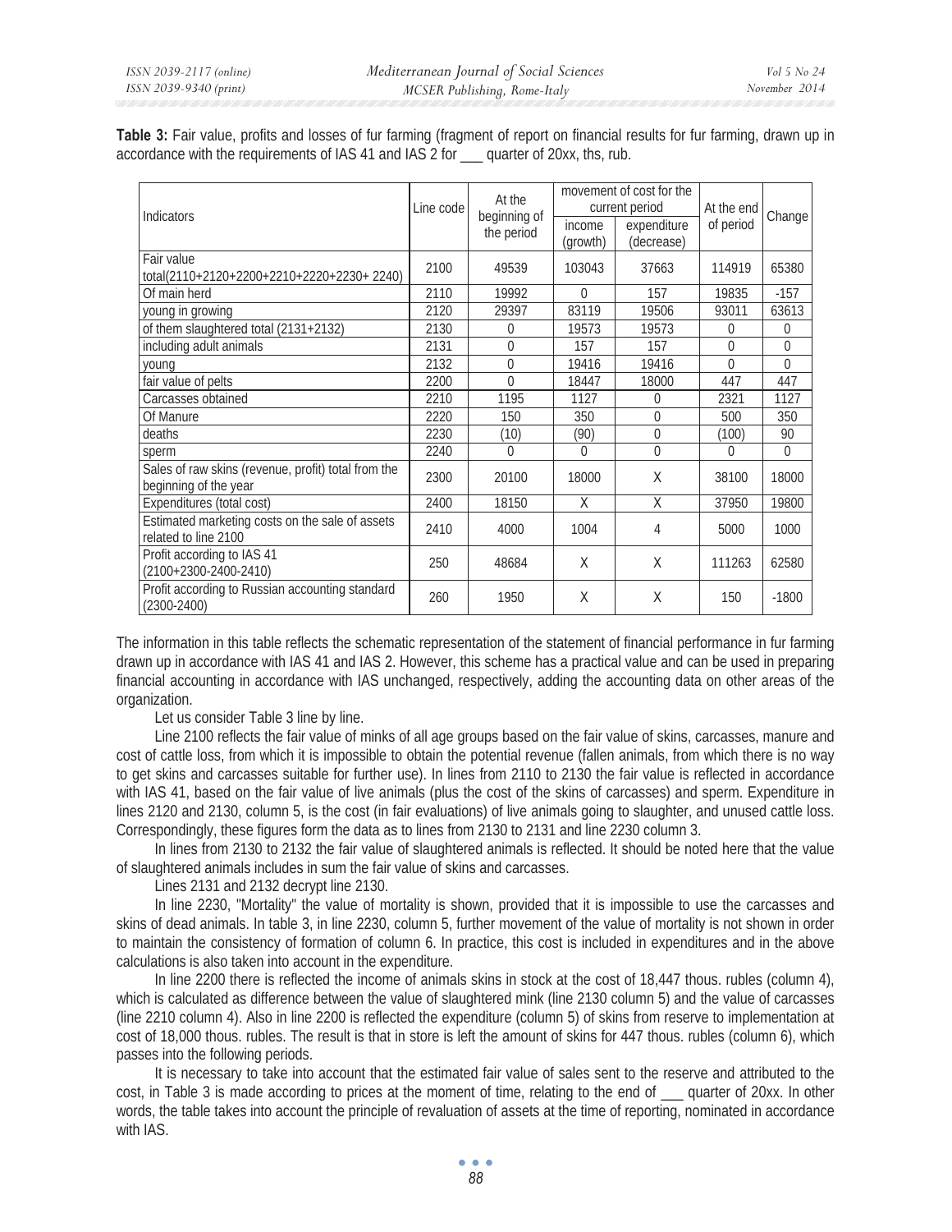**Table 3:** Fair value, profits and losses of fur farming (fragment of report on financial results for fur farming, drawn up in accordance with the requirements of IAS 41 and IAS 2 for ___ quarter of 20xx, ths, rub.

| Indicators | Line code | At the beginning of the period | movement of cost for the current period | | At the end of period | Change |
|---|---|---|---|---|---|---|
| | | | income (growth) | expenditure (decrease) | | |
| Fair value total(2110+2120+2200+2210+2220+2230+ 2240) | 2100 | 49539 | 103043 | 37663 | 114919 | 65380 |
| Of main herd | 2110 | 19992 | 0 | 157 | 19835 | -157 |
| young in growing | 2120 | 29397 | 83119 | 19506 | 93011 | 63613 |
| of them slaughtered total (2131+2132) | 2130 | 0 | 19573 | 19573 | 0 | 0 |
| including adult animals | 2131 | 0 | 157 | 157 | 0 | 0 |
| young | 2132 | 0 | 19416 | 19416 | 0 | 0 |
| fair value of pelts | 2200 | 0 | 18447 | 18000 | 447 | 447 |
| Carcasses obtained | 2210 | 1195 | 1127 | 0 | 2321 | 1127 |
| Of Manure | 2220 | 150 | 350 | 0 | 500 | 350 |
| deaths | 2230 | (10) | (90) | 0 | (100) | 90 |
| sperm | 2240 | 0 | 0 | 0 | 0 | 0 |
| Sales of raw skins (revenue, profit) total from the beginning of the year | 2300 | 20100 | 18000 | X | 38100 | 18000 |
| Expenditures (total cost) | 2400 | 18150 | X | X | 37950 | 19800 |
| Estimated marketing costs on the sale of assets related to line 2100 | 2410 | 4000 | 1004 | 4 | 5000 | 1000 |
| Profit according to IAS 41 (2100+2300-2400-2410) | 250 | 48684 | X | X | 111263 | 62580 |
| Profit according to Russian accounting standard (2300-2400) | 260 | 1950 | X | X | 150 | -1800 |

The information in this table reflects the schematic representation of the statement of financial performance in fur farming drawn up in accordance with IAS 41 and IAS 2. However, this scheme has a practical value and can be used in preparing financial accounting in accordance with IAS unchanged, respectively, adding the accounting data on other areas of the organization.

Let us consider Table 3 line by line.

Line 2100 reflects the fair value of minks of all age groups based on the fair value of skins, carcasses, manure and cost of cattle loss, from which it is impossible to obtain the potential revenue (fallen animals, from which there is no way to get skins and carcasses suitable for further use). In lines from 2110 to 2130 the fair value is reflected in accordance with IAS 41, based on the fair value of live animals (plus the cost of the skins of carcasses) and sperm. Expenditure in lines 2120 and 2130, column 5, is the cost (in fair evaluations) of live animals going to slaughter, and unused cattle loss. Correspondingly, these figures form the data as to lines from 2130 to 2131 and line 2230 column 3.

In lines from 2130 to 2132 the fair value of slaughtered animals is reflected. It should be noted here that the value of slaughtered animals includes in sum the fair value of skins and carcasses.

Lines 2131 and 2132 decrypt line 2130.

In line 2230, "Mortality" the value of mortality is shown, provided that it is impossible to use the carcasses and skins of dead animals. In table 3, in line 2230, column 5, further movement of the value of mortality is not shown in order to maintain the consistency of formation of column 6. In practice, this cost is included in expenditures and in the above calculations is also taken into account in the expenditure.

In line 2200 there is reflected the income of animals skins in stock at the cost of 18,447 thous. rubles (column 4), which is calculated as difference between the value of slaughtered mink (line 2130 column 5) and the value of carcasses (line 2210 column 4). Also in line 2200 is reflected the expenditure (column 5) of skins from reserve to implementation at cost of 18,000 thous. rubles. The result is that in store is left the amount of skins for 447 thous. rubles (column 6), which passes into the following periods.

It is necessary to take into account that the estimated fair value of sales sent to the reserve and attributed to the cost, in Table 3 is made according to prices at the moment of time, relating to the end of ___ quarter of 20xx. In other words, the table takes into account the principle of revaluation of assets at the time of reporting, nominated in accordance with IAS.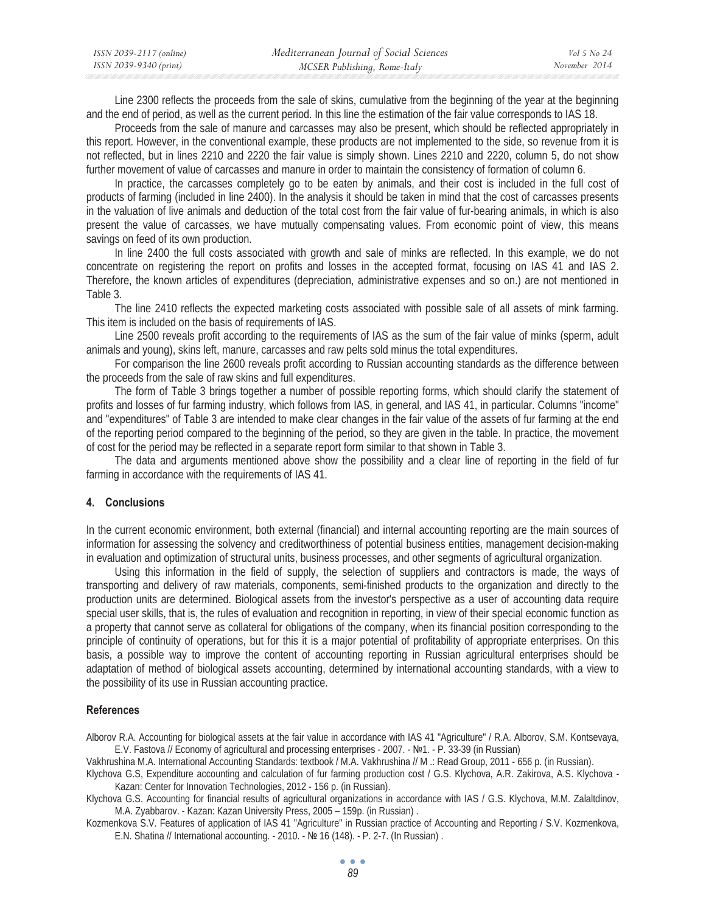Line 2300 reflects the proceeds from the sale of skins, cumulative from the beginning of the year at the beginning and the end of period, as well as the current period. In this line the estimation of the fair value corresponds to IAS 18.

Proceeds from the sale of manure and carcasses may also be present, which should be reflected appropriately in this report. However, in the conventional example, these products are not implemented to the side, so revenue from it is not reflected, but in lines 2210 and 2220 the fair value is simply shown. Lines 2210 and 2220, column 5, do not show further movement of value of carcasses and manure in order to maintain the consistency of formation of column 6.

In practice, the carcasses completely go to be eaten by animals, and their cost is included in the full cost of products of farming (included in line 2400). In the analysis it should be taken in mind that the cost of carcasses presents in the valuation of live animals and deduction of the total cost from the fair value of fur-bearing animals, in which is also present the value of carcasses, we have mutually compensating values. From economic point of view, this means savings on feed of its own production.

In line 2400 the full costs associated with growth and sale of minks are reflected. In this example, we do not concentrate on registering the report on profits and losses in the accepted format, focusing on IAS 41 and IAS 2. Therefore, the known articles of expenditures (depreciation, administrative expenses and so on.) are not mentioned in Table 3.

The line 2410 reflects the expected marketing costs associated with possible sale of all assets of mink farming. This item is included on the basis of requirements of IAS.

Line 2500 reveals profit according to the requirements of IAS as the sum of the fair value of minks (sperm, adult animals and young), skins left, manure, carcasses and raw pelts sold minus the total expenditures.

For comparison the line 2600 reveals profit according to Russian accounting standards as the difference between the proceeds from the sale of raw skins and full expenditures.

The form of Table 3 brings together a number of possible reporting forms, which should clarify the statement of profits and losses of fur farming industry, which follows from IAS, in general, and IAS 41, in particular. Columns "income" and "expenditures" of Table 3 are intended to make clear changes in the fair value of the assets of fur farming at the end of the reporting period compared to the beginning of the period, so they are given in the table. In practice, the movement of cost for the period may be reflected in a separate report form similar to that shown in Table 3.

The data and arguments mentioned above show the possibility and a clear line of reporting in the field of fur farming in accordance with the requirements of IAS 41.

## 4. Conclusions

In the current economic environment, both external (financial) and internal accounting reporting are the main sources of information for assessing the solvency and creditworthiness of potential business entities, management decision-making in evaluation and optimization of structural units, business processes, and other segments of agricultural organization.

Using this information in the field of supply, the selection of suppliers and contractors is made, the ways of transporting and delivery of raw materials, components, semi-finished products to the organization and directly to the production units are determined. Biological assets from the investor's perspective as a user of accounting data require special user skills, that is, the rules of evaluation and recognition in reporting, in view of their special economic function as a property that cannot serve as collateral for obligations of the company, when its financial position corresponding to the principle of continuity of operations, but for this it is a major potential of profitability of appropriate enterprises. On this basis, a possible way to improve the content of accounting reporting in Russian agricultural enterprises should be adaptation of method of biological assets accounting, determined by international accounting standards, with a view to the possibility of its use in Russian accounting practice.

## References

Alborov R.A. Accounting for biological assets at the fair value in accordance with IAS 41 "Agriculture" / R.A. Alborov, S.M. Kontsevaya, E.V. Fastova // Economy of agricultural and processing enterprises - 2007. - №1. - P. 33-39 (in Russian)

Vakhrushina M.A. International Accounting Standards: textbook / M.A. Vakhrushina // M .: Read Group, 2011 - 656 p. (in Russian).

Klychova G.S, Expenditure accounting and calculation of fur farming production cost / G.S. Klychova, A.R. Zakirova, A.S. Klychova - Kazan: Center for Innovation Technologies, 2012 - 156 p. (in Russian).

Klychova G.S. Accounting for financial results of agricultural organizations in accordance with IAS / G.S. Klychova, M.M. Zalaltdinov, M.A. Zyabbarov. - Kazan: Kazan University Press, 2005 – 159p. (in Russian) .

Kozmenkova S.V. Features of application of IAS 41 "Agriculture" in Russian practice of Accounting and Reporting / S.V. Kozmenkova, E.N. Shatina // International accounting. - 2010. - № 16 (148). - P. 2-7. (In Russian) .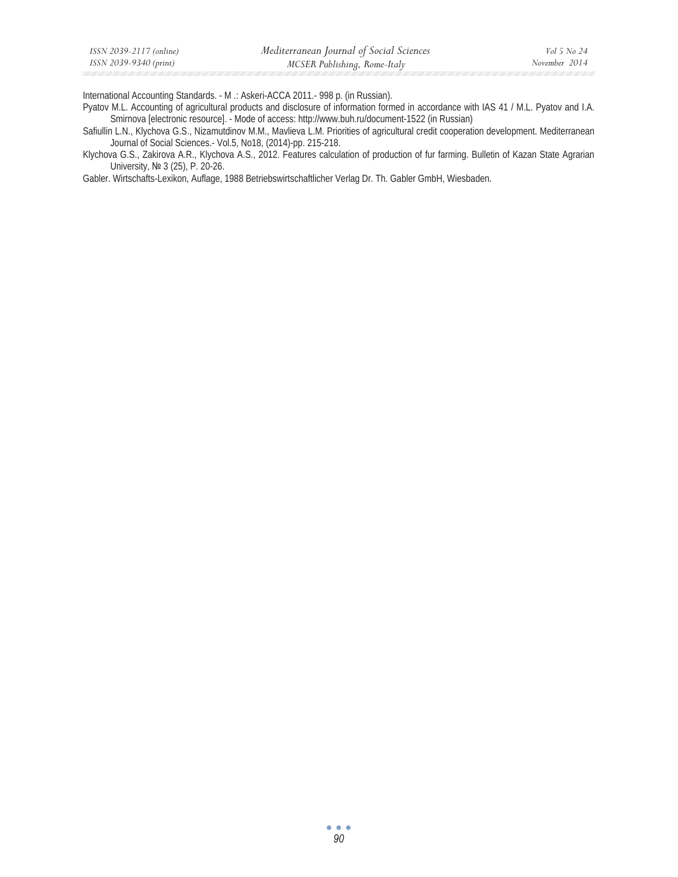International Accounting Standards. - M .: Askeri-ACCA 2011.- 998 p. (in Russian).

Pyatov M.L. Accounting of agricultural products and disclosure of information formed in accordance with IAS 41 / M.L. Pyatov and I.A. Smirnova [electronic resource]. - Mode of access: http://www.buh.ru/document-1522 (in Russian)

Safiullin L.N., Klychova G.S., Nizamutdinov M.M., Mavlieva L.M. Priorities of agricultural credit cooperation development. Mediterranean Journal of Social Sciences.- Vol.5, No18, (2014)-pp. 215-218.

Klychova G.S., Zakirova A.R., Klychova A.S., 2012. Features calculation of production of fur farming. Bulletin of Kazan State Agrarian University, № 3 (25), P. 20-26.

Gabler. Wirtschafts-Lexikon, Auflage, 1988 Betriebswirtschaftlicher Verlag Dr. Th. Gabler GmbH, Wiesbaden.